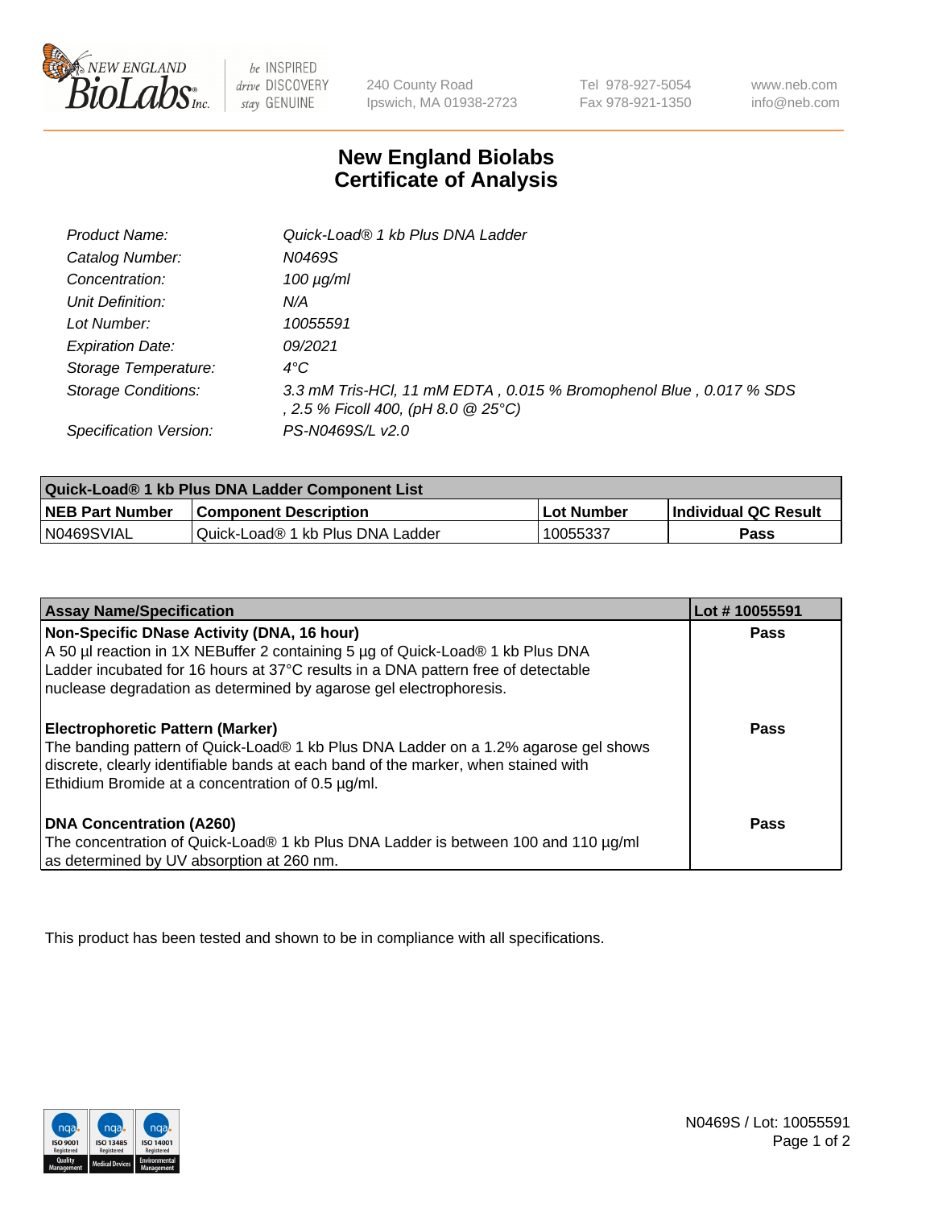New England BioLabs Inc. — be INSPIRED drive DISCOVERY stay GENUINE

240 County Road
Ipswich, MA 01938-2723

Tel 978-927-5054
Fax 978-921-1350

www.neb.com
info@neb.com

# New England Biolabs
# Certificate of Analysis

| | |
|---|---|
| *Product Name:* | *Quick-Load® 1 kb Plus DNA Ladder* |
| *Catalog Number:* | *N0469S* |
| *Concentration:* | *100 µg/ml* |
| *Unit Definition:* | *N/A* |
| *Lot Number:* | *10055591* |
| *Expiration Date:* | *09/2021* |
| *Storage Temperature:* | *4°C* |
| *Storage Conditions:* | *3.3 mM Tris-HCl, 11 mM EDTA , 0.015 % Bromophenol Blue , 0.017 % SDS , 2.5 % Ficoll 400, (pH 8.0 @ 25°C)* |
| *Specification Version:* | *PS-N0469S/L v2.0* |

| Quick-Load® 1 kb Plus DNA Ladder Component List | | | |
|---|---|---|---|
| **NEB Part Number** | **Component Description** | **Lot Number** | **Individual QC Result** |
| N0469SVIAL | Quick-Load® 1 kb Plus DNA Ladder | 10055337 | **Pass** |

| Assay Name/Specification | Lot # 10055591 |
|---|---|
| **Non-Specific DNase Activity (DNA, 16 hour)**<br>A 50 µl reaction in 1X NEBuffer 2 containing 5 µg of Quick-Load® 1 kb Plus DNA Ladder incubated for 16 hours at 37°C results in a DNA pattern free of detectable nuclease degradation as determined by agarose gel electrophoresis. | **Pass** |
| **Electrophoretic Pattern (Marker)**<br>The banding pattern of Quick-Load® 1 kb Plus DNA Ladder on a 1.2% agarose gel shows discrete, clearly identifiable bands at each band of the marker, when stained with Ethidium Bromide at a concentration of 0.5 µg/ml. | **Pass** |
| **DNA Concentration (A260)**<br>The concentration of Quick-Load® 1 kb Plus DNA Ladder is between 100 and 110 µg/ml as determined by UV absorption at 260 nm. | **Pass** |

This product has been tested and shown to be in compliance with all specifications.

N0469S / Lot: 10055591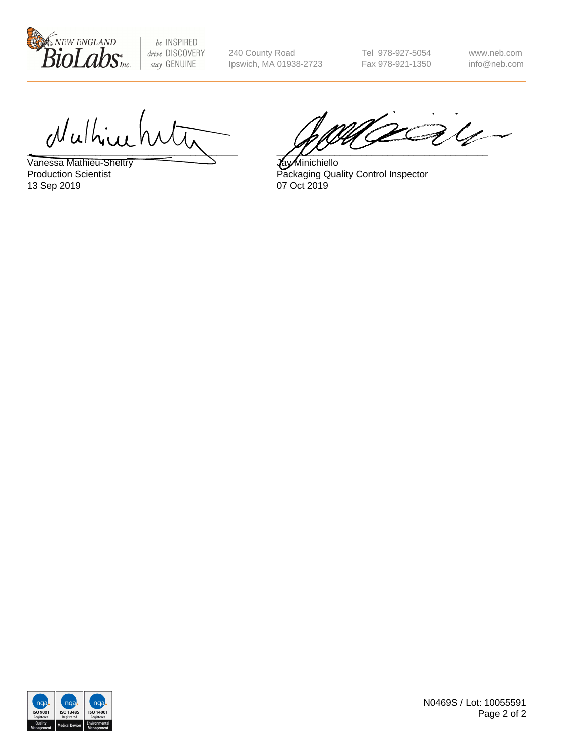Vanessa Mathieu-Sheltry
Production Scientist
13 Sep 2019

Jay Minichiello
Packaging Quality Control Inspector
07 Oct 2019

N0469S / Lot: 10055591